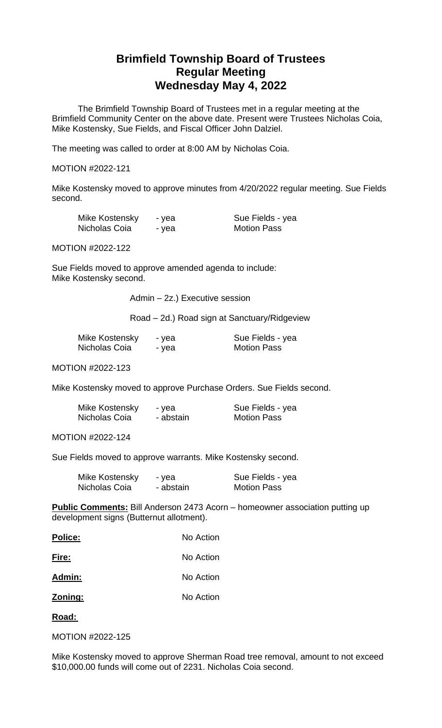# Brimfield Township Board of Trustees
# Regular Meeting
# Wednesday May 4, 2022

The Brimfield Township Board of Trustees met in a regular meeting at the Brimfield Community Center on the above date. Present were Trustees Nicholas Coia, Mike Kostensky, Sue Fields, and Fiscal Officer John Dalziel.

The meeting was called to order at 8:00 AM by Nicholas Coia.

MOTION #2022-121

Mike Kostensky moved to approve minutes from 4/20/2022 regular meeting. Sue Fields second.

| | | |
|---|---|---|
| Mike Kostensky | - yea | Sue Fields - yea |
| Nicholas Coia | - yea | Motion Pass |

MOTION #2022-122

Sue Fields moved to approve amended agenda to include:
Mike Kostensky second.

Admin – 2z.) Executive session

Road – 2d.) Road sign at Sanctuary/Ridgeview

| | | |
|---|---|---|
| Mike Kostensky | - yea | Sue Fields - yea |
| Nicholas Coia | - yea | Motion Pass |

MOTION #2022-123

Mike Kostensky moved to approve Purchase Orders. Sue Fields second.

| | | |
|---|---|---|
| Mike Kostensky | - yea | Sue Fields - yea |
| Nicholas Coia | - abstain | Motion Pass |

MOTION #2022-124

Sue Fields moved to approve warrants. Mike Kostensky second.

| | | |
|---|---|---|
| Mike Kostensky | - yea | Sue Fields - yea |
| Nicholas Coia | - abstain | Motion Pass |

**Public Comments:** Bill Anderson 2473 Acorn – homeowner association putting up development signs (Butternut allotment).

**Police:** No Action

**Fire:** No Action

**Admin:** No Action

**Zoning:** No Action

**Road:**

MOTION #2022-125

Mike Kostensky moved to approve Sherman Road tree removal, amount to not exceed $10,000.00 funds will come out of 2231. Nicholas Coia second.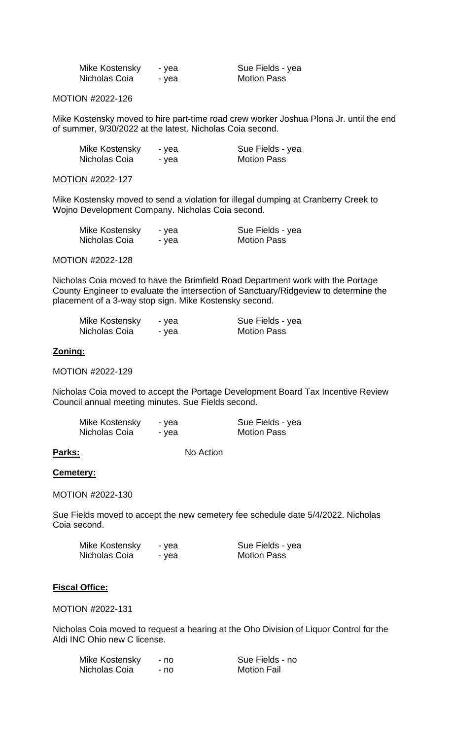| | | |
|---|---|---|
| Mike Kostensky | - yea | Sue Fields - yea |
| Nicholas Coia | - yea | Motion Pass |

MOTION #2022-126

Mike Kostensky moved to hire part-time road crew worker Joshua Plona Jr. until the end of summer, 9/30/2022 at the latest. Nicholas Coia second.

| | | |
|---|---|---|
| Mike Kostensky | - yea | Sue Fields - yea |
| Nicholas Coia | - yea | Motion Pass |

MOTION #2022-127

Mike Kostensky moved to send a violation for illegal dumping at Cranberry Creek to Wojno Development Company. Nicholas Coia second.

| | | |
|---|---|---|
| Mike Kostensky | - yea | Sue Fields - yea |
| Nicholas Coia | - yea | Motion Pass |

MOTION #2022-128

Nicholas Coia moved to have the Brimfield Road Department work with the Portage County Engineer to evaluate the intersection of Sanctuary/Ridgeview to determine the placement of a 3-way stop sign. Mike Kostensky second.

| | | |
|---|---|---|
| Mike Kostensky | - yea | Sue Fields - yea |
| Nicholas Coia | - yea | Motion Pass |

**Zoning:**

MOTION #2022-129

Nicholas Coia moved to accept the Portage Development Board Tax Incentive Review Council annual meeting minutes. Sue Fields second.

| | | |
|---|---|---|
| Mike Kostensky | - yea | Sue Fields - yea |
| Nicholas Coia | - yea | Motion Pass |

**Parks:** No Action

**Cemetery:**

MOTION #2022-130

Sue Fields moved to accept the new cemetery fee schedule date 5/4/2022. Nicholas Coia second.

| | | |
|---|---|---|
| Mike Kostensky | - yea | Sue Fields - yea |
| Nicholas Coia | - yea | Motion Pass |

**Fiscal Office:**

MOTION #2022-131

Nicholas Coia moved to request a hearing at the Oho Division of Liquor Control for the Aldi INC Ohio new C license.

| | | |
|---|---|---|
| Mike Kostensky | - no | Sue Fields - no |
| Nicholas Coia | - no | Motion Fail |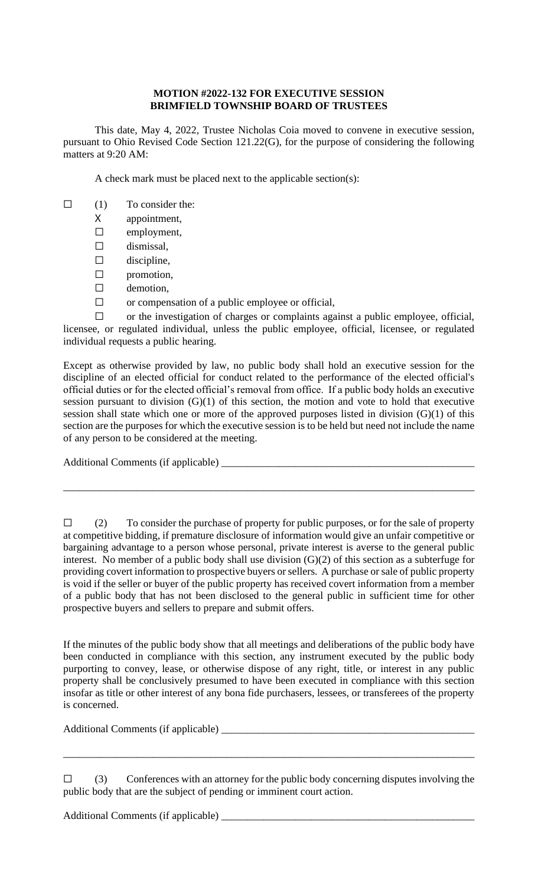**MOTION #2022-132 FOR EXECUTIVE SESSION**
**BRIMFIELD TOWNSHIP BOARD OF TRUSTEES**

This date, May 4, 2022, Trustee Nicholas Coia moved to convene in executive session, pursuant to Ohio Revised Code Section 121.22(G), for the purpose of considering the following matters at 9:20 AM:

A check mark must be placed next to the applicable section(s):

☐ (1) To consider the:

- X appointment,
- ☐ employment,
- ☐ dismissal,
- ☐ discipline,
- ☐ promotion,
- ☐ demotion,
- ☐ or compensation of a public employee or official,
- ☐ or the investigation of charges or complaints against a public employee, official, licensee, or regulated individual, unless the public employee, official, licensee, or regulated individual requests a public hearing.

Except as otherwise provided by law, no public body shall hold an executive session for the discipline of an elected official for conduct related to the performance of the elected official's official duties or for the elected official's removal from office. If a public body holds an executive session pursuant to division (G)(1) of this section, the motion and vote to hold that executive session shall state which one or more of the approved purposes listed in division (G)(1) of this section are the purposes for which the executive session is to be held but need not include the name of any person to be considered at the meeting.

Additional Comments (if applicable) ________________________________________________

________________________________________________________________________________

☐ (2) To consider the purchase of property for public purposes, or for the sale of property at competitive bidding, if premature disclosure of information would give an unfair competitive or bargaining advantage to a person whose personal, private interest is averse to the general public interest. No member of a public body shall use division (G)(2) of this section as a subterfuge for providing covert information to prospective buyers or sellers. A purchase or sale of public property is void if the seller or buyer of the public property has received covert information from a member of a public body that has not been disclosed to the general public in sufficient time for other prospective buyers and sellers to prepare and submit offers.

If the minutes of the public body show that all meetings and deliberations of the public body have been conducted in compliance with this section, any instrument executed by the public body purporting to convey, lease, or otherwise dispose of any right, title, or interest in any public property shall be conclusively presumed to have been executed in compliance with this section insofar as title or other interest of any bona fide purchasers, lessees, or transferees of the property is concerned.

Additional Comments (if applicable) ________________________________________________

________________________________________________________________________________

☐ (3) Conferences with an attorney for the public body concerning disputes involving the public body that are the subject of pending or imminent court action.

Additional Comments (if applicable) ________________________________________________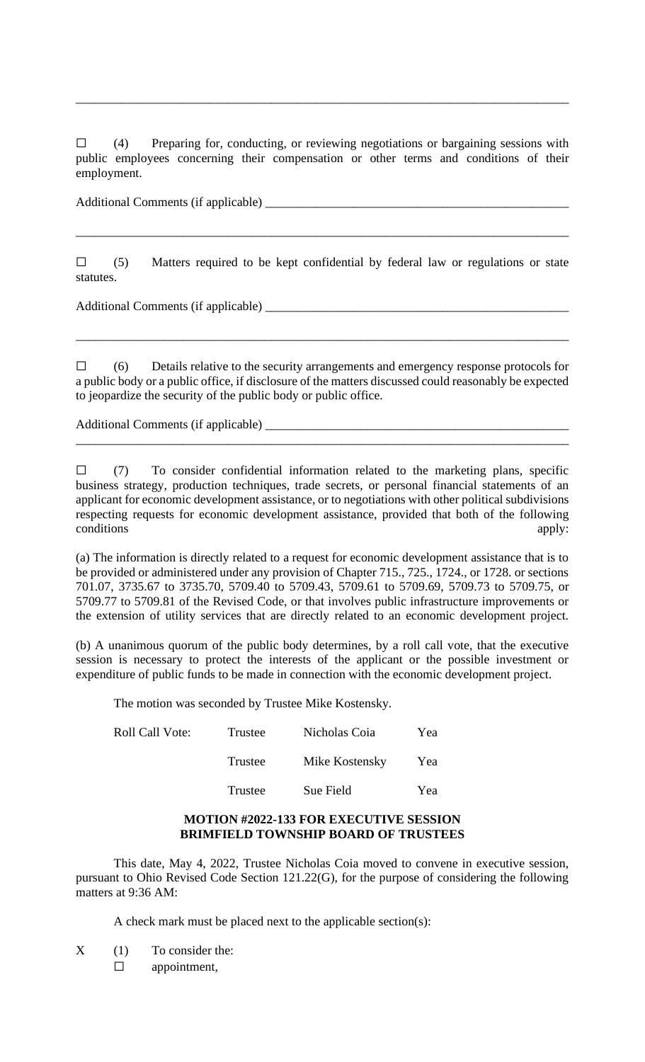______________________________________________________________________________

☐ (4) Preparing for, conducting, or reviewing negotiations or bargaining sessions with public employees concerning their compensation or other terms and conditions of their employment.

Additional Comments (if applicable) ______________________________________________

______________________________________________________________________________

☐ (5) Matters required to be kept confidential by federal law or regulations or state statutes.

Additional Comments (if applicable) ______________________________________________

______________________________________________________________________________

☐ (6) Details relative to the security arrangements and emergency response protocols for a public body or a public office, if disclosure of the matters discussed could reasonably be expected to jeopardize the security of the public body or public office.

Additional Comments (if applicable) ______________________________________________

______________________________________________________________________________

☐ (7) To consider confidential information related to the marketing plans, specific business strategy, production techniques, trade secrets, or personal financial statements of an applicant for economic development assistance, or to negotiations with other political subdivisions respecting requests for economic development assistance, provided that both of the following conditions apply:

(a) The information is directly related to a request for economic development assistance that is to be provided or administered under any provision of Chapter 715., 725., 1724., or 1728. or sections 701.07, 3735.67 to 3735.70, 5709.40 to 5709.43, 5709.61 to 5709.69, 5709.73 to 5709.75, or 5709.77 to 5709.81 of the Revised Code, or that involves public infrastructure improvements or the extension of utility services that are directly related to an economic development project.

(b) A unanimous quorum of the public body determines, by a roll call vote, that the executive session is necessary to protect the interests of the applicant or the possible investment or expenditure of public funds to be made in connection with the economic development project.

The motion was seconded by Trustee Mike Kostensky.

| | | | |
|---|---|---|---|
| Roll Call Vote: | Trustee | Nicholas Coia | Yea |
| | Trustee | Mike Kostensky | Yea |
| | Trustee | Sue Field | Yea |

**MOTION #2022-133 FOR EXECUTIVE SESSION**
**BRIMFIELD TOWNSHIP BOARD OF TRUSTEES**

This date, May 4, 2022, Trustee Nicholas Coia moved to convene in executive session, pursuant to Ohio Revised Code Section 121.22(G), for the purpose of considering the following matters at 9:36 AM:

A check mark must be placed next to the applicable section(s):

X (1) To consider the:
☐ appointment,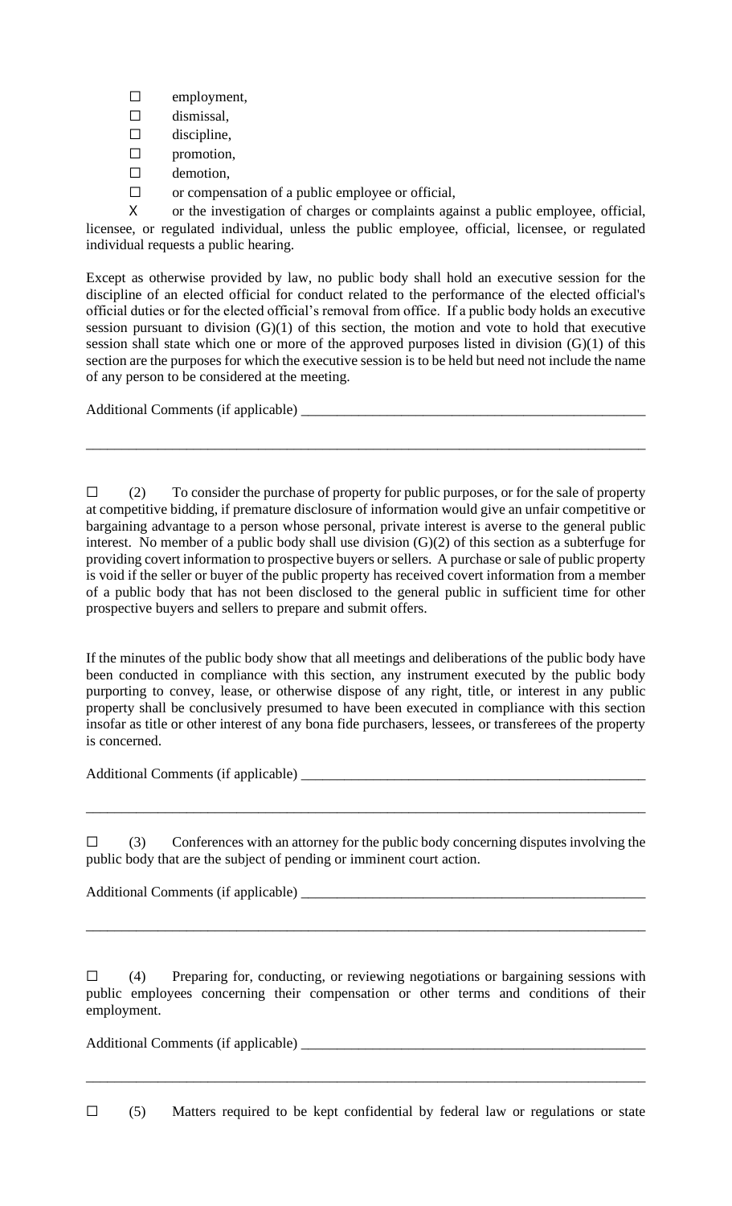- ☐ employment,
- ☐ dismissal,
- ☐ discipline,
- ☐ promotion,
- ☐ demotion,
- ☐ or compensation of a public employee or official,
- X or the investigation of charges or complaints against a public employee, official, licensee, or regulated individual, unless the public employee, official, licensee, or regulated individual requests a public hearing.

Except as otherwise provided by law, no public body shall hold an executive session for the discipline of an elected official for conduct related to the performance of the elected official's official duties or for the elected official's removal from office. If a public body holds an executive session pursuant to division (G)(1) of this section, the motion and vote to hold that executive session shall state which one or more of the approved purposes listed in division (G)(1) of this section are the purposes for which the executive session is to be held but need not include the name of any person to be considered at the meeting.

Additional Comments (if applicable) ____________________________________________________

______________________________________________________________________________________

☐ (2) To consider the purchase of property for public purposes, or for the sale of property at competitive bidding, if premature disclosure of information would give an unfair competitive or bargaining advantage to a person whose personal, private interest is averse to the general public interest. No member of a public body shall use division (G)(2) of this section as a subterfuge for providing covert information to prospective buyers or sellers. A purchase or sale of public property is void if the seller or buyer of the public property has received covert information from a member of a public body that has not been disclosed to the general public in sufficient time for other prospective buyers and sellers to prepare and submit offers.

If the minutes of the public body show that all meetings and deliberations of the public body have been conducted in compliance with this section, any instrument executed by the public body purporting to convey, lease, or otherwise dispose of any right, title, or interest in any public property shall be conclusively presumed to have been executed in compliance with this section insofar as title or other interest of any bona fide purchasers, lessees, or transferees of the property is concerned.

Additional Comments (if applicable) ____________________________________________________

______________________________________________________________________________________

☐ (3) Conferences with an attorney for the public body concerning disputes involving the public body that are the subject of pending or imminent court action.

Additional Comments (if applicable) ____________________________________________________

______________________________________________________________________________________

☐ (4) Preparing for, conducting, or reviewing negotiations or bargaining sessions with public employees concerning their compensation or other terms and conditions of their employment.

Additional Comments (if applicable) ____________________________________________________

______________________________________________________________________________________

☐ (5) Matters required to be kept confidential by federal law or regulations or state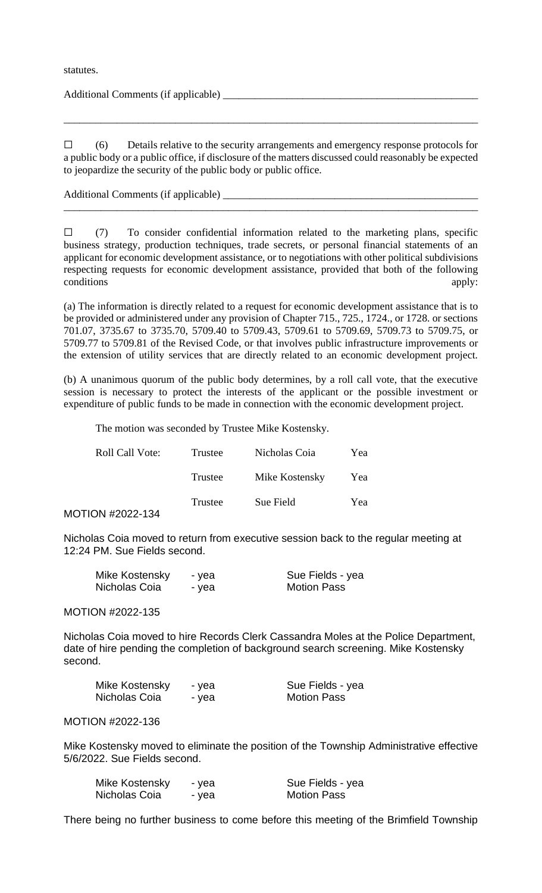statutes.

Additional Comments (if applicable) ___________________________________________________

_______________________________________________________________________________

☐ (6) Details relative to the security arrangements and emergency response protocols for a public body or a public office, if disclosure of the matters discussed could reasonably be expected to jeopardize the security of the public body or public office.

Additional Comments (if applicable) ___________________________________________________
_______________________________________________________________________________

☐ (7) To consider confidential information related to the marketing plans, specific business strategy, production techniques, trade secrets, or personal financial statements of an applicant for economic development assistance, or to negotiations with other political subdivisions respecting requests for economic development assistance, provided that both of the following conditions apply:

(a) The information is directly related to a request for economic development assistance that is to be provided or administered under any provision of Chapter 715., 725., 1724., or 1728. or sections 701.07, 3735.67 to 3735.70, 5709.40 to 5709.43, 5709.61 to 5709.69, 5709.73 to 5709.75, or 5709.77 to 5709.81 of the Revised Code, or that involves public infrastructure improvements or the extension of utility services that are directly related to an economic development project.

(b) A unanimous quorum of the public body determines, by a roll call vote, that the executive session is necessary to protect the interests of the applicant or the possible investment or expenditure of public funds to be made in connection with the economic development project.

The motion was seconded by Trustee Mike Kostensky.

| | | | |
|---|---|---|---|
| Roll Call Vote: | Trustee | Nicholas Coia | Yea |
| | Trustee | Mike Kostensky | Yea |
| | Trustee | Sue Field | Yea |

MOTION #2022-134

Nicholas Coia moved to return from executive session back to the regular meeting at 12:24 PM. Sue Fields second.

| | | |
|---|---|---|
| Mike Kostensky | - yea | Sue Fields - yea |
| Nicholas Coia | - yea | Motion Pass |

MOTION #2022-135

Nicholas Coia moved to hire Records Clerk Cassandra Moles at the Police Department, date of hire pending the completion of background search screening. Mike Kostensky second.

| | | |
|---|---|---|
| Mike Kostensky | - yea | Sue Fields - yea |
| Nicholas Coia | - yea | Motion Pass |

MOTION #2022-136

Mike Kostensky moved to eliminate the position of the Township Administrative effective 5/6/2022. Sue Fields second.

| | | |
|---|---|---|
| Mike Kostensky | - yea | Sue Fields - yea |
| Nicholas Coia | - yea | Motion Pass |

There being no further business to come before this meeting of the Brimfield Township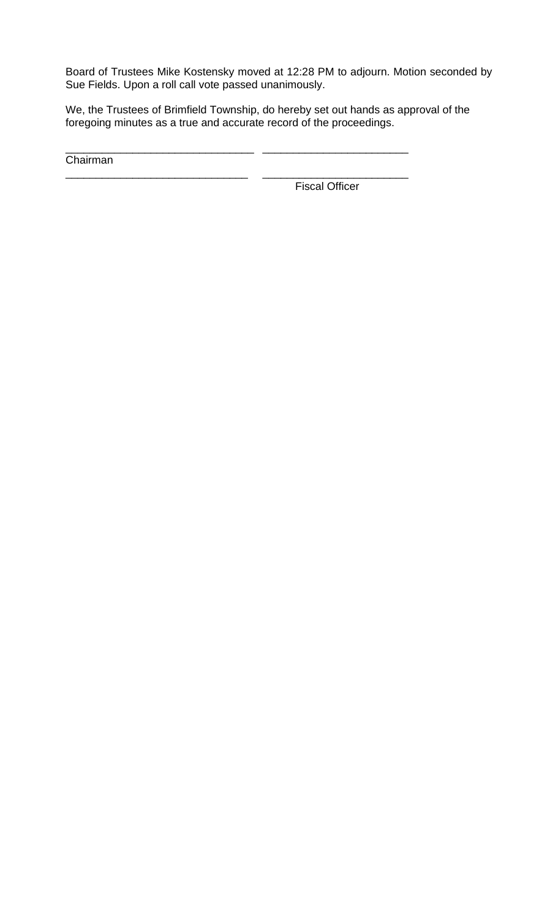Board of Trustees Mike Kostensky moved at 12:28 PM to adjourn. Motion seconded by Sue Fields. Upon a roll call vote passed unanimously.

We, the Trustees of Brimfield Township, do hereby set out hands as approval of the foregoing minutes as a true and accurate record of the proceedings.

______________________________ ________________________
Chairman

______________________________ ________________________
Fiscal Officer